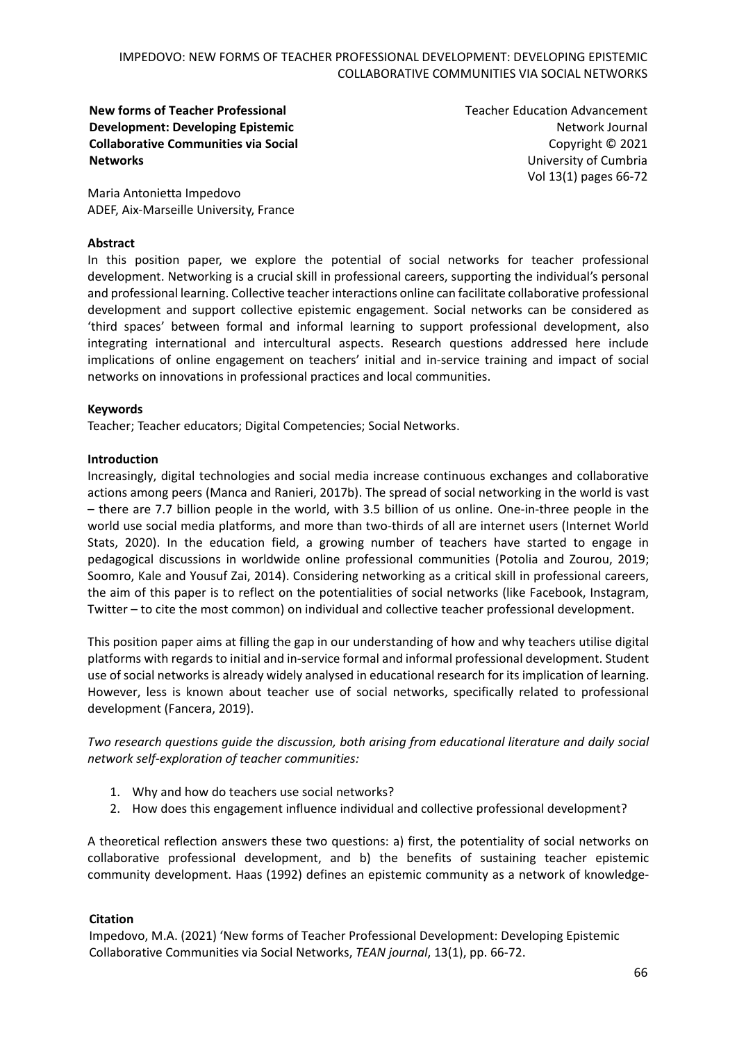**New forms of Teacher Professional Development: Developing Epistemic Collaborative Communities via Social Networks**

Teacher Education Advancement Network Journal
Copyright © 2021
University of Cumbria
Vol 13(1) pages 66-72

Maria Antonietta Impedovo
ADEF, Aix-Marseille University, France

**Abstract**

In this position paper, we explore the potential of social networks for teacher professional development. Networking is a crucial skill in professional careers, supporting the individual's personal and professional learning. Collective teacher interactions online can facilitate collaborative professional development and support collective epistemic engagement. Social networks can be considered as 'third spaces' between formal and informal learning to support professional development, also integrating international and intercultural aspects. Research questions addressed here include implications of online engagement on teachers' initial and in-service training and impact of social networks on innovations in professional practices and local communities.

**Keywords**

Teacher; Teacher educators; Digital Competencies; Social Networks.

**Introduction**

Increasingly, digital technologies and social media increase continuous exchanges and collaborative actions among peers (Manca and Ranieri, 2017b). The spread of social networking in the world is vast – there are 7.7 billion people in the world, with 3.5 billion of us online. One-in-three people in the world use social media platforms, and more than two-thirds of all are internet users (Internet World Stats, 2020). In the education field, a growing number of teachers have started to engage in pedagogical discussions in worldwide online professional communities (Potolia and Zourou, 2019; Soomro, Kale and Yousuf Zai, 2014). Considering networking as a critical skill in professional careers, the aim of this paper is to reflect on the potentialities of social networks (like Facebook, Instagram, Twitter – to cite the most common) on individual and collective teacher professional development.

This position paper aims at filling the gap in our understanding of how and why teachers utilise digital platforms with regards to initial and in-service formal and informal professional development. Student use of social networks is already widely analysed in educational research for its implication of learning. However, less is known about teacher use of social networks, specifically related to professional development (Fancera, 2019).

*Two research questions guide the discussion, both arising from educational literature and daily social network self-exploration of teacher communities:*

1. Why and how do teachers use social networks?
2. How does this engagement influence individual and collective professional development?

A theoretical reflection answers these two questions: a) first, the potentiality of social networks on collaborative professional development, and b) the benefits of sustaining teacher epistemic community development. Haas (1992) defines an epistemic community as a network of knowledge-

**Citation**

Impedovo, M.A. (2021) 'New forms of Teacher Professional Development: Developing Epistemic Collaborative Communities via Social Networks, *TEAN journal*, 13(1), pp. 66-72.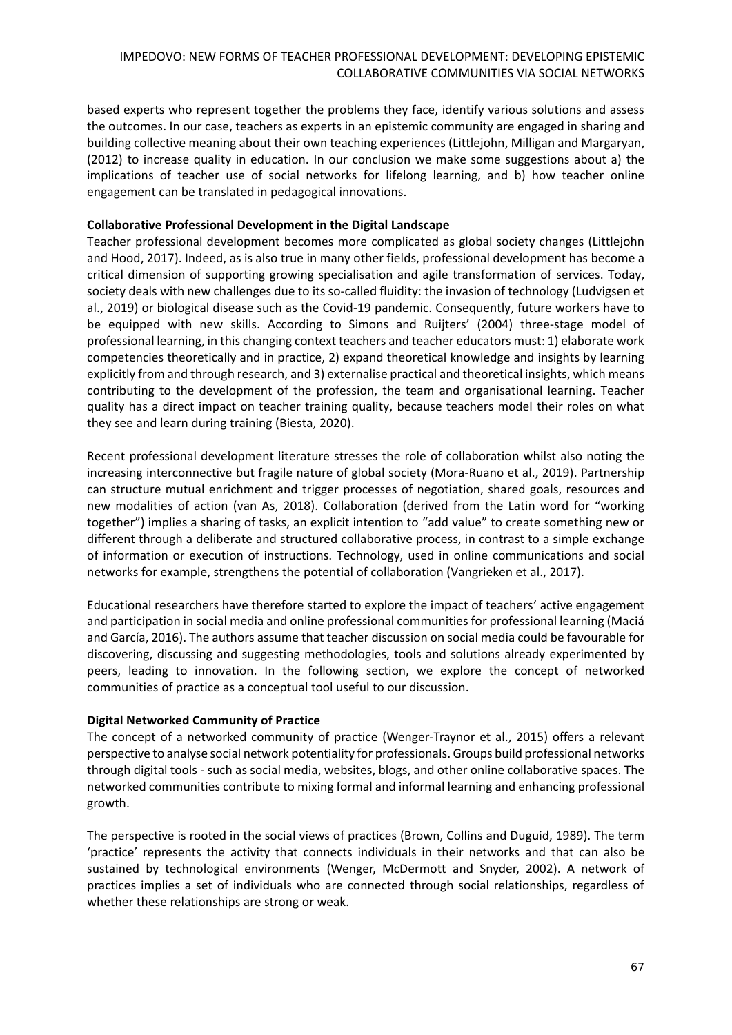based experts who represent together the problems they face, identify various solutions and assess the outcomes. In our case, teachers as experts in an epistemic community are engaged in sharing and building collective meaning about their own teaching experiences (Littlejohn, Milligan and Margaryan, (2012) to increase quality in education. In our conclusion we make some suggestions about a) the implications of teacher use of social networks for lifelong learning, and b) how teacher online engagement can be translated in pedagogical innovations.

**Collaborative Professional Development in the Digital Landscape**

Teacher professional development becomes more complicated as global society changes (Littlejohn and Hood, 2017). Indeed, as is also true in many other fields, professional development has become a critical dimension of supporting growing specialisation and agile transformation of services. Today, society deals with new challenges due to its so-called fluidity: the invasion of technology (Ludvigsen et al., 2019) or biological disease such as the Covid-19 pandemic. Consequently, future workers have to be equipped with new skills. According to Simons and Ruijters' (2004) three-stage model of professional learning, in this changing context teachers and teacher educators must: 1) elaborate work competencies theoretically and in practice, 2) expand theoretical knowledge and insights by learning explicitly from and through research, and 3) externalise practical and theoretical insights, which means contributing to the development of the profession, the team and organisational learning. Teacher quality has a direct impact on teacher training quality, because teachers model their roles on what they see and learn during training (Biesta, 2020).

Recent professional development literature stresses the role of collaboration whilst also noting the increasing interconnective but fragile nature of global society (Mora-Ruano et al., 2019). Partnership can structure mutual enrichment and trigger processes of negotiation, shared goals, resources and new modalities of action (van As, 2018). Collaboration (derived from the Latin word for "working together") implies a sharing of tasks, an explicit intention to "add value" to create something new or different through a deliberate and structured collaborative process, in contrast to a simple exchange of information or execution of instructions. Technology, used in online communications and social networks for example, strengthens the potential of collaboration (Vangrieken et al., 2017).

Educational researchers have therefore started to explore the impact of teachers' active engagement and participation in social media and online professional communities for professional learning (Maciá and García, 2016). The authors assume that teacher discussion on social media could be favourable for discovering, discussing and suggesting methodologies, tools and solutions already experimented by peers, leading to innovation. In the following section, we explore the concept of networked communities of practice as a conceptual tool useful to our discussion.

**Digital Networked Community of Practice**

The concept of a networked community of practice (Wenger-Traynor et al., 2015) offers a relevant perspective to analyse social network potentiality for professionals. Groups build professional networks through digital tools - such as social media, websites, blogs, and other online collaborative spaces. The networked communities contribute to mixing formal and informal learning and enhancing professional growth.

The perspective is rooted in the social views of practices (Brown, Collins and Duguid, 1989). The term 'practice' represents the activity that connects individuals in their networks and that can also be sustained by technological environments (Wenger, McDermott and Snyder, 2002). A network of practices implies a set of individuals who are connected through social relationships, regardless of whether these relationships are strong or weak.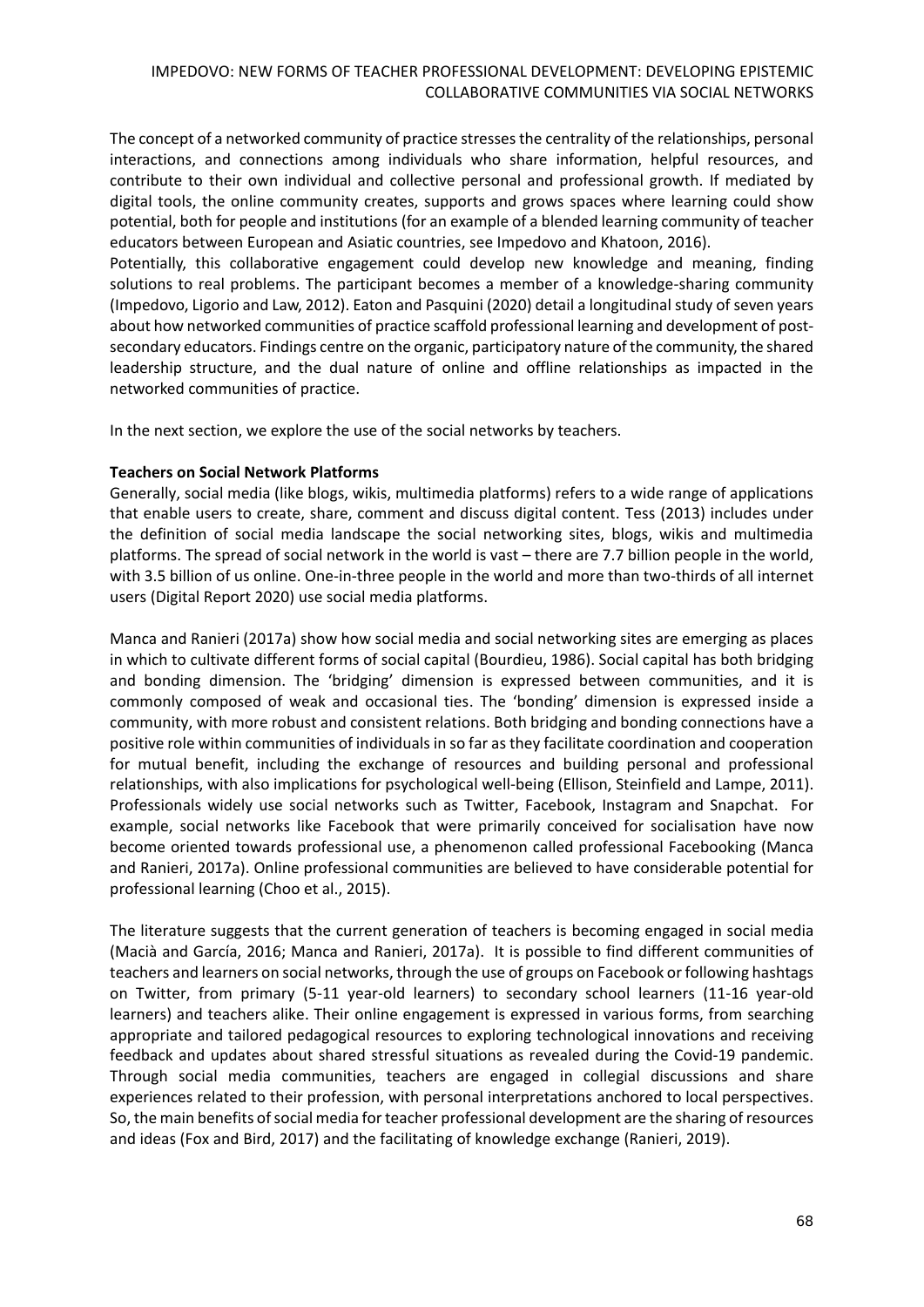The concept of a networked community of practice stresses the centrality of the relationships, personal interactions, and connections among individuals who share information, helpful resources, and contribute to their own individual and collective personal and professional growth. If mediated by digital tools, the online community creates, supports and grows spaces where learning could show potential, both for people and institutions (for an example of a blended learning community of teacher educators between European and Asiatic countries, see Impedovo and Khatoon, 2016).

Potentially, this collaborative engagement could develop new knowledge and meaning, finding solutions to real problems. The participant becomes a member of a knowledge-sharing community (Impedovo, Ligorio and Law, 2012). Eaton and Pasquini (2020) detail a longitudinal study of seven years about how networked communities of practice scaffold professional learning and development of post-secondary educators. Findings centre on the organic, participatory nature of the community, the shared leadership structure, and the dual nature of online and offline relationships as impacted in the networked communities of practice.

In the next section, we explore the use of the social networks by teachers.

**Teachers on Social Network Platforms**

Generally, social media (like blogs, wikis, multimedia platforms) refers to a wide range of applications that enable users to create, share, comment and discuss digital content. Tess (2013) includes under the definition of social media landscape the social networking sites, blogs, wikis and multimedia platforms. The spread of social network in the world is vast – there are 7.7 billion people in the world, with 3.5 billion of us online. One-in-three people in the world and more than two-thirds of all internet users (Digital Report 2020) use social media platforms.

Manca and Ranieri (2017a) show how social media and social networking sites are emerging as places in which to cultivate different forms of social capital (Bourdieu, 1986). Social capital has both bridging and bonding dimension. The 'bridging' dimension is expressed between communities, and it is commonly composed of weak and occasional ties. The 'bonding' dimension is expressed inside a community, with more robust and consistent relations. Both bridging and bonding connections have a positive role within communities of individuals in so far as they facilitate coordination and cooperation for mutual benefit, including the exchange of resources and building personal and professional relationships, with also implications for psychological well-being (Ellison, Steinfield and Lampe, 2011). Professionals widely use social networks such as Twitter, Facebook, Instagram and Snapchat. For example, social networks like Facebook that were primarily conceived for socialisation have now become oriented towards professional use, a phenomenon called professional Facebooking (Manca and Ranieri, 2017a). Online professional communities are believed to have considerable potential for professional learning (Choo et al., 2015).

The literature suggests that the current generation of teachers is becoming engaged in social media (Macià and García, 2016; Manca and Ranieri, 2017a). It is possible to find different communities of teachers and learners on social networks, through the use of groups on Facebook or following hashtags on Twitter, from primary (5-11 year-old learners) to secondary school learners (11-16 year-old learners) and teachers alike. Their online engagement is expressed in various forms, from searching appropriate and tailored pedagogical resources to exploring technological innovations and receiving feedback and updates about shared stressful situations as revealed during the Covid-19 pandemic. Through social media communities, teachers are engaged in collegial discussions and share experiences related to their profession, with personal interpretations anchored to local perspectives. So, the main benefits of social media for teacher professional development are the sharing of resources and ideas (Fox and Bird, 2017) and the facilitating of knowledge exchange (Ranieri, 2019).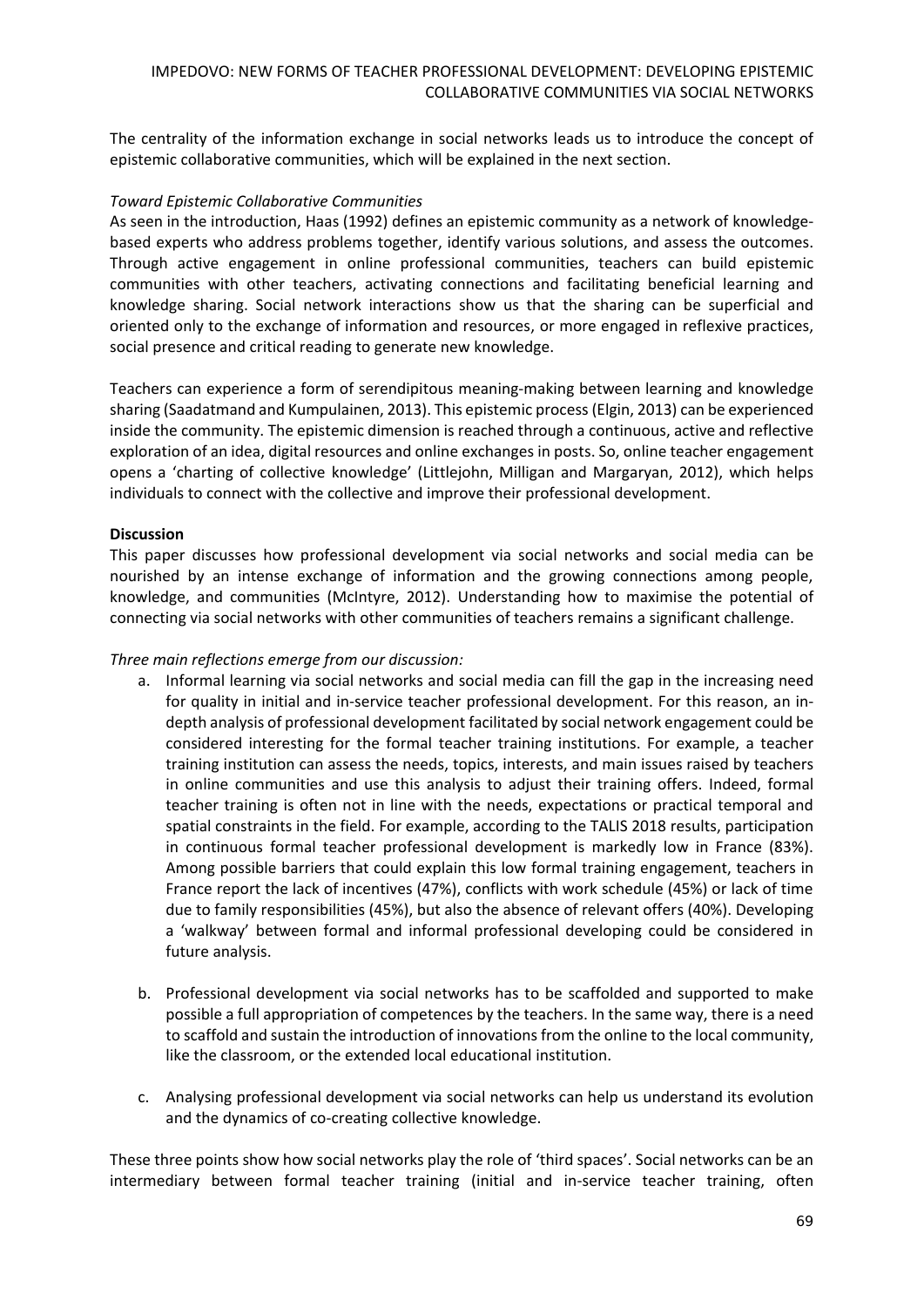The centrality of the information exchange in social networks leads us to introduce the concept of epistemic collaborative communities, which will be explained in the next section.

### *Toward Epistemic Collaborative Communities*

As seen in the introduction, Haas (1992) defines an epistemic community as a network of knowledge-based experts who address problems together, identify various solutions, and assess the outcomes. Through active engagement in online professional communities, teachers can build epistemic communities with other teachers, activating connections and facilitating beneficial learning and knowledge sharing. Social network interactions show us that the sharing can be superficial and oriented only to the exchange of information and resources, or more engaged in reflexive practices, social presence and critical reading to generate new knowledge.

Teachers can experience a form of serendipitous meaning-making between learning and knowledge sharing (Saadatmand and Kumpulainen, 2013). This epistemic process (Elgin, 2013) can be experienced inside the community. The epistemic dimension is reached through a continuous, active and reflective exploration of an idea, digital resources and online exchanges in posts. So, online teacher engagement opens a 'charting of collective knowledge' (Littlejohn, Milligan and Margaryan, 2012), which helps individuals to connect with the collective and improve their professional development.

## **Discussion**

This paper discusses how professional development via social networks and social media can be nourished by an intense exchange of information and the growing connections among people, knowledge, and communities (McIntyre, 2012). Understanding how to maximise the potential of connecting via social networks with other communities of teachers remains a significant challenge.

*Three main reflections emerge from our discussion:*

a. Informal learning via social networks and social media can fill the gap in the increasing need for quality in initial and in-service teacher professional development. For this reason, an in-depth analysis of professional development facilitated by social network engagement could be considered interesting for the formal teacher training institutions. For example, a teacher training institution can assess the needs, topics, interests, and main issues raised by teachers in online communities and use this analysis to adjust their training offers. Indeed, formal teacher training is often not in line with the needs, expectations or practical temporal and spatial constraints in the field. For example, according to the TALIS 2018 results, participation in continuous formal teacher professional development is markedly low in France (83%). Among possible barriers that could explain this low formal training engagement, teachers in France report the lack of incentives (47%), conflicts with work schedule (45%) or lack of time due to family responsibilities (45%), but also the absence of relevant offers (40%). Developing a 'walkway' between formal and informal professional developing could be considered in future analysis.

b. Professional development via social networks has to be scaffolded and supported to make possible a full appropriation of competences by the teachers. In the same way, there is a need to scaffold and sustain the introduction of innovations from the online to the local community, like the classroom, or the extended local educational institution.

c. Analysing professional development via social networks can help us understand its evolution and the dynamics of co-creating collective knowledge.

These three points show how social networks play the role of 'third spaces'. Social networks can be an intermediary between formal teacher training (initial and in-service teacher training, often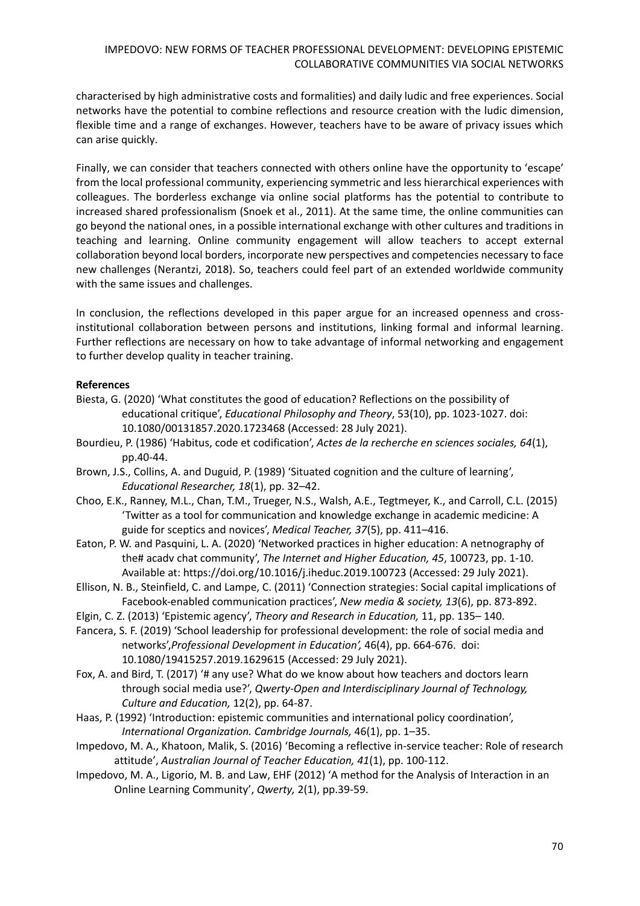characterised by high administrative costs and formalities) and daily ludic and free experiences. Social networks have the potential to combine reflections and resource creation with the ludic dimension, flexible time and a range of exchanges. However, teachers have to be aware of privacy issues which can arise quickly.

Finally, we can consider that teachers connected with others online have the opportunity to 'escape' from the local professional community, experiencing symmetric and less hierarchical experiences with colleagues. The borderless exchange via online social platforms has the potential to contribute to increased shared professionalism (Snoek et al., 2011). At the same time, the online communities can go beyond the national ones, in a possible international exchange with other cultures and traditions in teaching and learning. Online community engagement will allow teachers to accept external collaboration beyond local borders, incorporate new perspectives and competencies necessary to face new challenges (Nerantzi, 2018). So, teachers could feel part of an extended worldwide community with the same issues and challenges.

In conclusion, the reflections developed in this paper argue for an increased openness and cross-institutional collaboration between persons and institutions, linking formal and informal learning. Further reflections are necessary on how to take advantage of informal networking and engagement to further develop quality in teacher training.

**References**

Biesta, G. (2020) 'What constitutes the good of education? Reflections on the possibility of educational critique', *Educational Philosophy and Theory*, 53(10), pp. 1023-1027. doi: 10.1080/00131857.2020.1723468 (Accessed: 28 July 2021).

Bourdieu, P. (1986) 'Habitus, code et codification', *Actes de la recherche en sciences sociales, 64*(1), pp.40-44.

Brown, J.S., Collins, A. and Duguid, P. (1989) 'Situated cognition and the culture of learning', *Educational Researcher, 18*(1), pp. 32–42.

Choo, E.K., Ranney, M.L., Chan, T.M., Trueger, N.S., Walsh, A.E., Tegtmeyer, K., and Carroll, C.L. (2015) 'Twitter as a tool for communication and knowledge exchange in academic medicine: A guide for sceptics and novices', *Medical Teacher, 37*(5), pp. 411–416.

Eaton, P. W. and Pasquini, L. A. (2020) 'Networked practices in higher education: A netnography of the# acadv chat community', *The Internet and Higher Education, 45*, 100723, pp. 1-10. Available at: https://doi.org/10.1016/j.iheduc.2019.100723 (Accessed: 29 July 2021).

Ellison, N. B., Steinfield, C. and Lampe, C. (2011) 'Connection strategies: Social capital implications of Facebook-enabled communication practices', *New media & society, 13*(6), pp. 873-892.

Elgin, C. Z. (2013) 'Epistemic agency', *Theory and Research in Education,* 11, pp. 135– 140.

Fancera, S. F. (2019) 'School leadership for professional development: the role of social media and networks',*Professional Development in Education',* 46(4), pp. 664-676. doi: 10.1080/19415257.2019.1629615 (Accessed: 29 July 2021).

Fox, A. and Bird, T. (2017) '# any use? What do we know about how teachers and doctors learn through social media use?', *Qwerty-Open and Interdisciplinary Journal of Technology, Culture and Education,* 12(2), pp. 64-87.

Haas, P. (1992) 'Introduction: epistemic communities and international policy coordination', *International Organization. Cambridge Journals,* 46(1), pp. 1–35.

Impedovo, M. A., Khatoon, Malik, S. (2016) 'Becoming a reflective in-service teacher: Role of research attitude', *Australian Journal of Teacher Education, 41*(1), pp. 100-112.

Impedovo, M. A., Ligorio, M. B. and Law, EHF (2012) 'A method for the Analysis of Interaction in an Online Learning Community', *Qwerty,* 2(1), pp.39-59.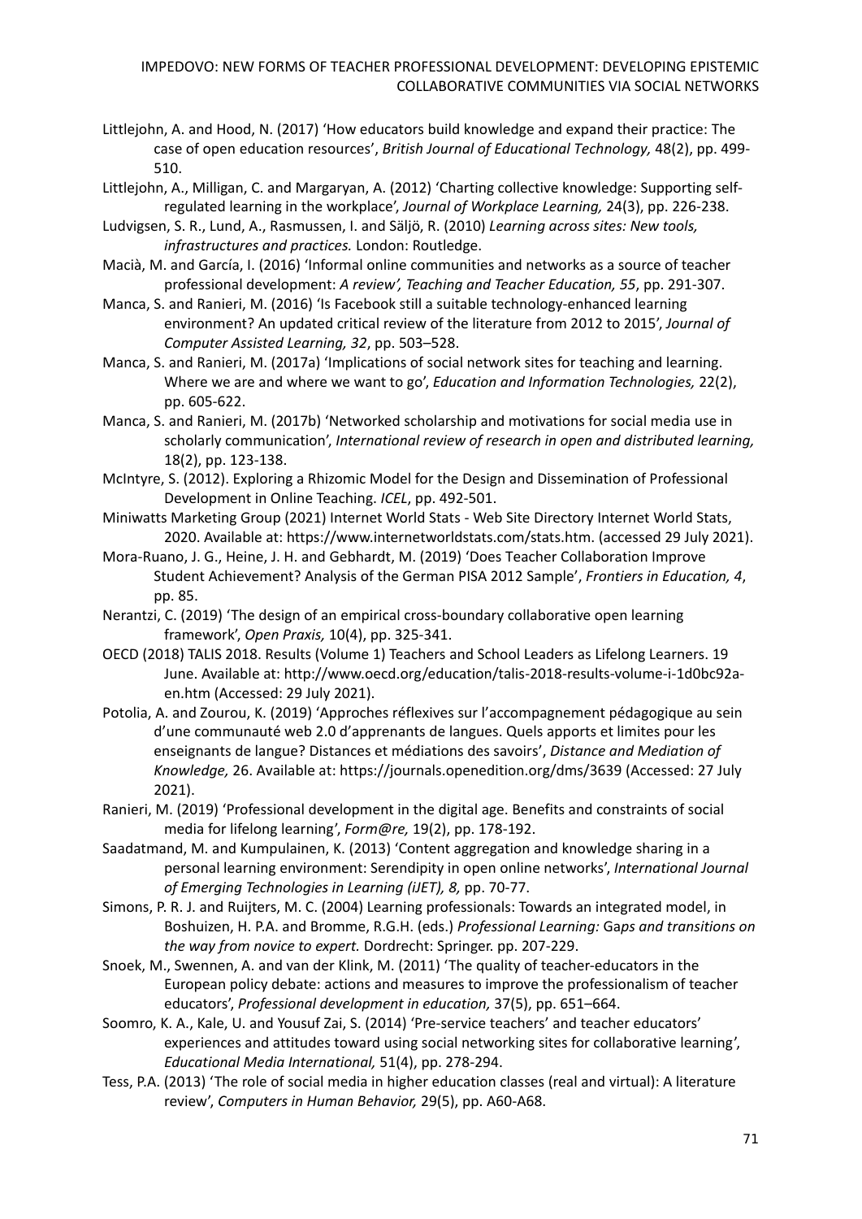Littlejohn, A. and Hood, N. (2017) 'How educators build knowledge and expand their practice: The case of open education resources', *British Journal of Educational Technology,* 48(2), pp. 499-510.

Littlejohn, A., Milligan, C. and Margaryan, A. (2012) 'Charting collective knowledge: Supporting self-regulated learning in the workplace', *Journal of Workplace Learning,* 24(3), pp. 226-238.

Ludvigsen, S. R., Lund, A., Rasmussen, I. and Säljö, R. (2010) *Learning across sites: New tools, infrastructures and practices.* London: Routledge.

Macià, M. and García, I. (2016) 'Informal online communities and networks as a source of teacher professional development: *A review', Teaching and Teacher Education, 55*, pp. 291-307.

Manca, S. and Ranieri, M. (2016) 'Is Facebook still a suitable technology-enhanced learning environment? An updated critical review of the literature from 2012 to 2015', *Journal of Computer Assisted Learning, 32*, pp. 503–528.

Manca, S. and Ranieri, M. (2017a) 'Implications of social network sites for teaching and learning. Where we are and where we want to go', *Education and Information Technologies,* 22(2), pp. 605-622.

Manca, S. and Ranieri, M. (2017b) 'Networked scholarship and motivations for social media use in scholarly communication', *International review of research in open and distributed learning,* 18(2), pp. 123-138.

McIntyre, S. (2012). Exploring a Rhizomic Model for the Design and Dissemination of Professional Development in Online Teaching. *ICEL*, pp. 492-501.

Miniwatts Marketing Group (2021) Internet World Stats - Web Site Directory Internet World Stats, 2020. Available at: https://www.internetworldstats.com/stats.htm. (accessed 29 July 2021).

Mora-Ruano, J. G., Heine, J. H. and Gebhardt, M. (2019) 'Does Teacher Collaboration Improve Student Achievement? Analysis of the German PISA 2012 Sample', *Frontiers in Education, 4*, pp. 85.

Nerantzi, C. (2019) 'The design of an empirical cross-boundary collaborative open learning framework', *Open Praxis,* 10(4), pp. 325-341.

OECD (2018) TALIS 2018. Results (Volume 1) Teachers and School Leaders as Lifelong Learners. 19 June. Available at: http://www.oecd.org/education/talis-2018-results-volume-i-1d0bc92a-en.htm (Accessed: 29 July 2021).

Potolia, A. and Zourou, K. (2019) 'Approches réflexives sur l'accompagnement pédagogique au sein d'une communauté web 2.0 d'apprenants de langues. Quels apports et limites pour les enseignants de langue? Distances et médiations des savoirs', *Distance and Mediation of Knowledge,* 26. Available at: https://journals.openedition.org/dms/3639 (Accessed: 27 July 2021).

Ranieri, M. (2019) 'Professional development in the digital age. Benefits and constraints of social media for lifelong learning', *Form@re,* 19(2), pp. 178-192.

Saadatmand, M. and Kumpulainen, K. (2013) 'Content aggregation and knowledge sharing in a personal learning environment: Serendipity in open online networks', *International Journal of Emerging Technologies in Learning (iJET), 8,* pp. 70-77.

Simons, P. R. J. and Ruijters, M. C. (2004) Learning professionals: Towards an integrated model, in Boshuizen, H. P.A. and Bromme, R.G.H. (eds.) *Professional Learning:* G*aps and transitions on the way from novice to expert.* Dordrecht: Springer. pp. 207-229.

Snoek, M., Swennen, A. and van der Klink, M. (2011) 'The quality of teacher-educators in the European policy debate: actions and measures to improve the professionalism of teacher educators', *Professional development in education,* 37(5), pp. 651–664.

Soomro, K. A., Kale, U. and Yousuf Zai, S. (2014) 'Pre-service teachers' and teacher educators' experiences and attitudes toward using social networking sites for collaborative learning', *Educational Media International,* 51(4), pp. 278-294.

Tess, P.A. (2013) 'The role of social media in higher education classes (real and virtual): A literature review', *Computers in Human Behavior,* 29(5), pp. A60-A68.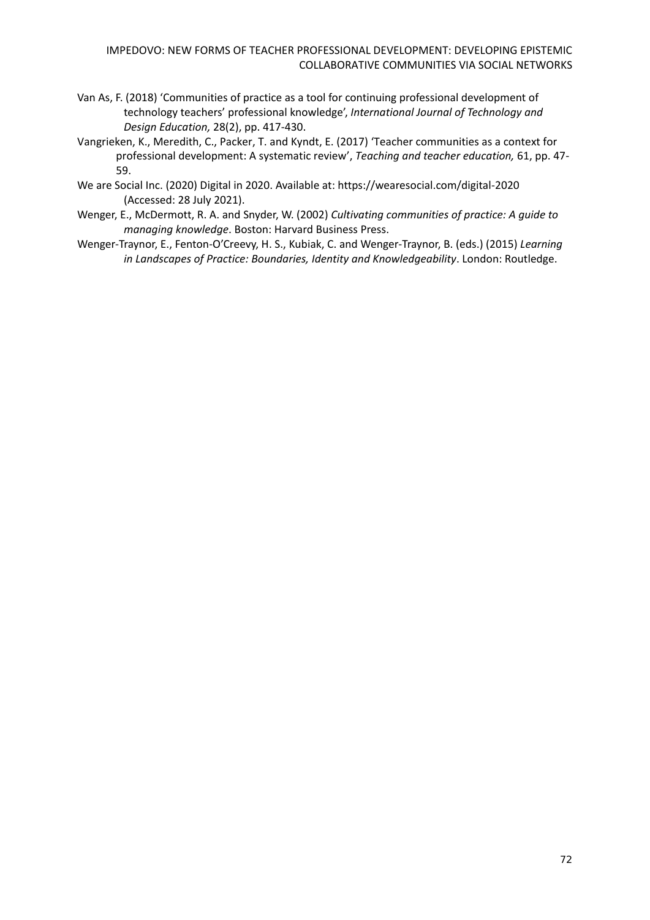Van As, F. (2018) 'Communities of practice as a tool for continuing professional development of technology teachers' professional knowledge', *International Journal of Technology and Design Education,* 28(2), pp. 417-430.

Vangrieken, K., Meredith, C., Packer, T. and Kyndt, E. (2017) 'Teacher communities as a context for professional development: A systematic review', *Teaching and teacher education,* 61, pp. 47-59.

We are Social Inc. (2020) Digital in 2020. Available at: https://wearesocial.com/digital-2020 (Accessed: 28 July 2021).

Wenger, E., McDermott, R. A. and Snyder, W. (2002) *Cultivating communities of practice: A guide to managing knowledge*. Boston: Harvard Business Press.

Wenger-Traynor, E., Fenton-O'Creevy, H. S., Kubiak, C. and Wenger-Traynor, B. (eds.) (2015) *Learning in Landscapes of Practice: Boundaries, Identity and Knowledgeability*. London: Routledge.